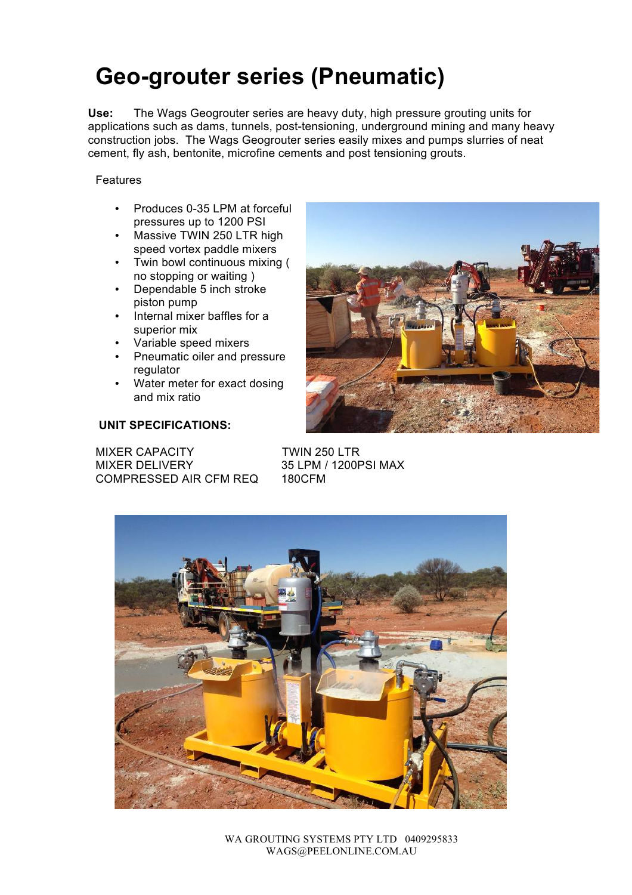# Geo-grouter series (Pneumatic)

**Use:** The Wags Geogrouter series are heavy duty, high pressure grouting units for applications such as dams, tunnels, post-tensioning, underground mining and many heavy construction jobs. The Wags Geogrouter series easily mixes and pumps slurries of neat cement, fly ash, bentonite, microfine cements and post tensioning grouts.

Features

- Produces 0-35 LPM at forceful pressures up to 1200 PSI
- Massive TWIN 250 LTR high speed vortex paddle mixers
- Twin bowl continuous mixing ( no stopping or waiting )
- Dependable 5 inch stroke piston pump
- Internal mixer baffles for a superior mix
- Variable speed mixers
- Pneumatic oiler and pressure regulator
- Water meter for exact dosing and mix ratio

**UNIT SPECIFICATIONS:**

| | |
|---|---|
| MIXER CAPACITY | TWIN 250 LTR |
| MIXER DELIVERY | 35 LPM / 1200PSI MAX |
| COMPRESSED AIR CFM REQ | 180CFM |

WA GROUTING SYSTEMS PTY LTD 0409295833
WAGS@PEELONLINE.COM.AU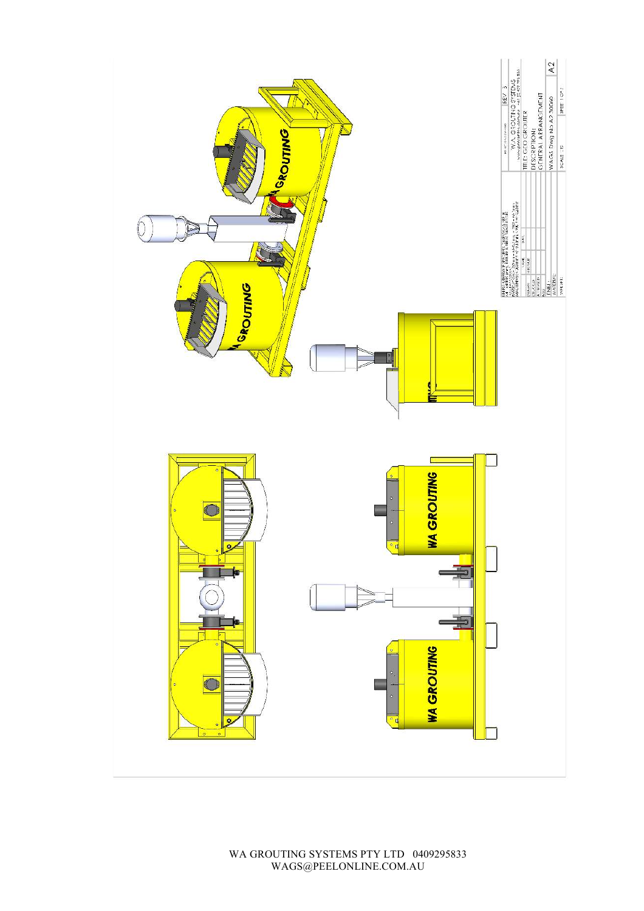WA GROUTING

WA GROUTING

WA GROUTING

WA GROUTING

| WA GROUTING SYSTEMS | REV 3 |
|---|---|
| TITLE: GEO GROUTER | |
| DESCRIPTION: GENERAL ARRANGEMENT | |
| WAGS Dwg NO A2 30060 | A2 |
| SCALE 1:15 | SHEET 1 OF 1 |

WA GROUTING SYSTEMS PTY LTD 0409295833
WAGS@PEELONLINE.COM.AU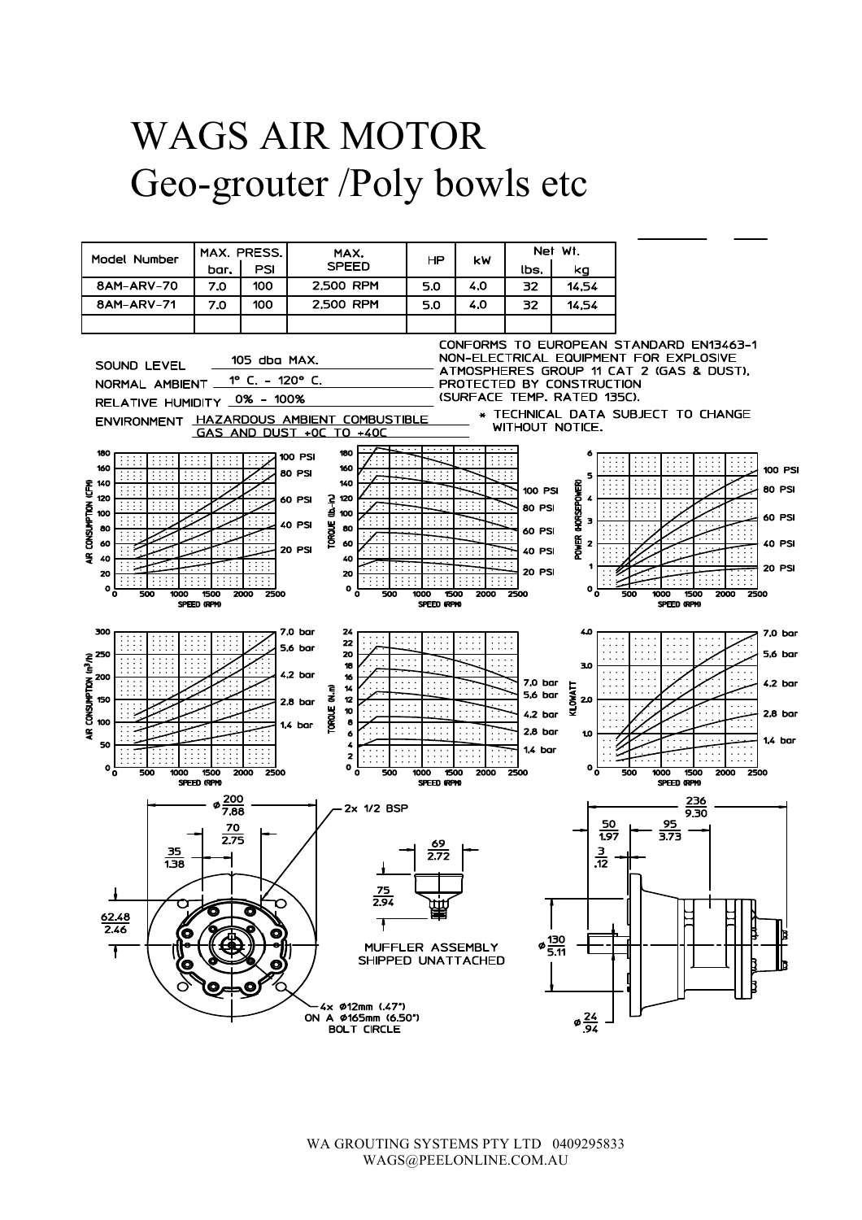# WAGS AIR MOTOR
# Geo-grouter /Poly bowls etc

| Model Number | MAX. PRESS. | | MAX. SPEED | HP | kW | Net Wt. | |
|---|---|---|---|---|---|---|---|
| | bar. | PSI | | | | lbs. | kg |
| 8AM-ARV-70 | 7.0 | 100 | 2,500 RPM | 5.0 | 4.0 | 32 | 14.54 |
| 8AM-ARV-71 | 7.0 | 100 | 2,500 RPM | 5.0 | 4.0 | 32 | 14.54 |
| | | | | | | | |

SOUND LEVEL 105 dba MAX.

NORMAL AMBIENT 1° C. - 120° C.

RELATIVE HUMIDITY 0% - 100%

ENVIRONMENT HAZARDOUS AMBIENT COMBUSTIBLE GAS AND DUST +0C TO +40C

CONFORMS TO EUROPEAN STANDARD EN13463-1 NON-ELECTRICAL EQUIPMENT FOR EXPLOSIVE ATMOSPHERES GROUP 11 CAT 2 (GAS & DUST). PROTECTED BY CONSTRUCTION (SURFACE TEMP. RATED 135C).

* TECHNICAL DATA SUBJECT TO CHANGE WITHOUT NOTICE.

AIR CONSUMPTION (CFM) vs SPEED (RPM): 20 PSI, 40 PSI, 60 PSI, 80 PSI, 100 PSI

TORQUE (lb.-in) vs SPEED (RPM): 20 PSI, 40 PSI, 60 PSI, 80 PSI, 100 PSI

POWER (HORSEPOWER) vs SPEED (RPM): 20 PSI, 40 PSI, 60 PSI, 80 PSI, 100 PSI

AIR CONSUMPTION ($m^3/h$) vs SPEED (RPM): 1.4 bar, 2.8 bar, 4.2 bar, 5.6 bar, 7.0 bar

TORQUE (N.m) vs SPEED (RPM): 1.4 bar, 2.8 bar, 4.2 bar, 5.6 bar, 7.0 bar

KILOWATT vs SPEED (RPM): 1.4 bar, 2.8 bar, 4.2 bar, 5.6 bar, 7.0 bar

Dimensions: ø 200/7.88; 70/2.75; 35/1.38; 62.48/2.46; 2x 1/2 BSP; 4x ø12mm (.47") ON A ø165mm (6.50") BOLT CIRCLE

69/2.72; 75/2.94; MUFFLER ASSEMBLY SHIPPED UNATTACHED

236/9.30; 50/1.97; 95/3.73; 3/.12; ø 130/5.11; ø 24/.94

WA GROUTING SYSTEMS PTY LTD 0409295833
WAGS@PEELONLINE.COM.AU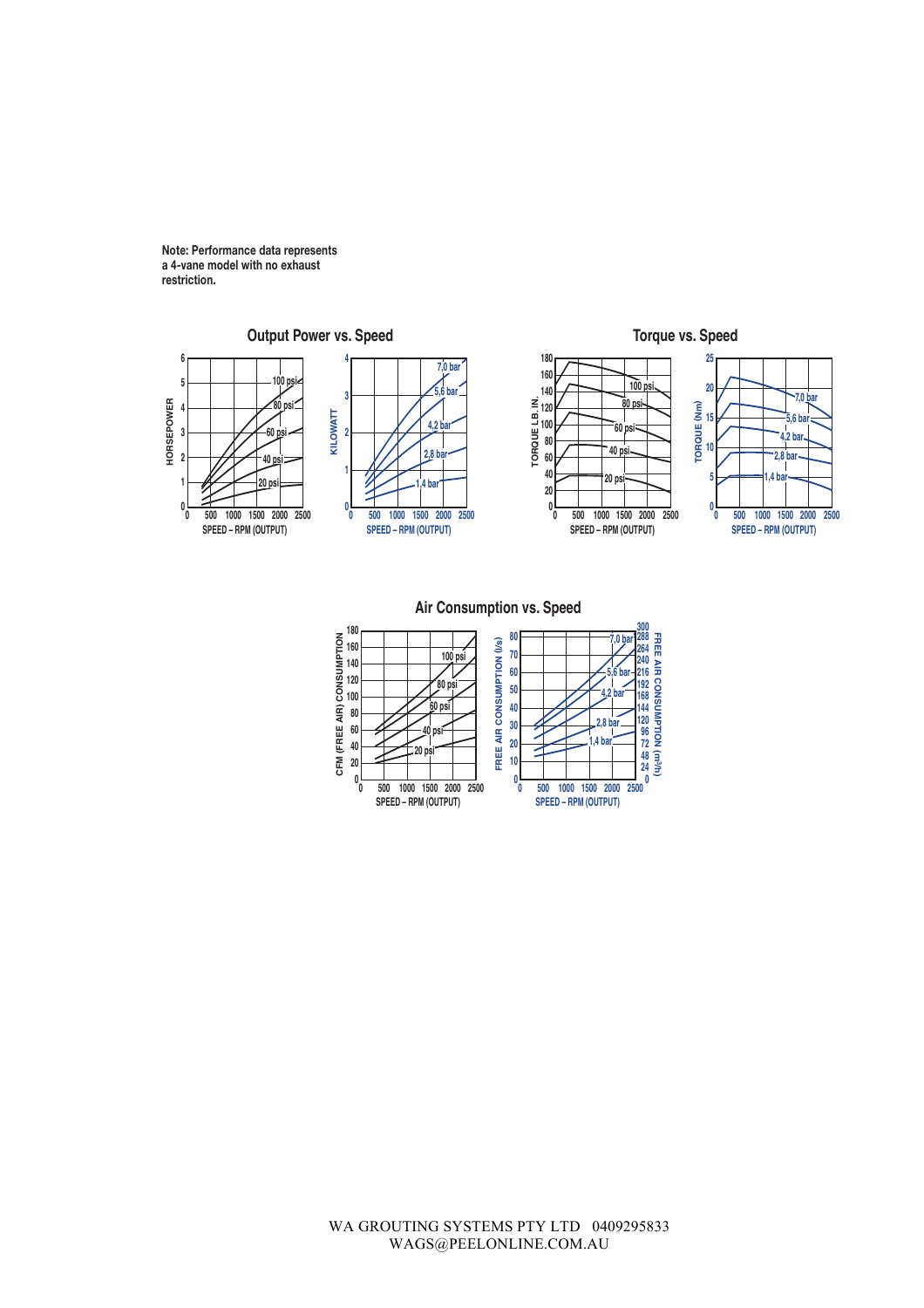**Note: Performance data represents a 4-vane model with no exhaust restriction.**

## Output Power vs. Speed

## Torque vs. Speed

## Air Consumption vs. Speed

WA GROUTING SYSTEMS PTY LTD 0409295833
WAGS@PEELONLINE.COM.AU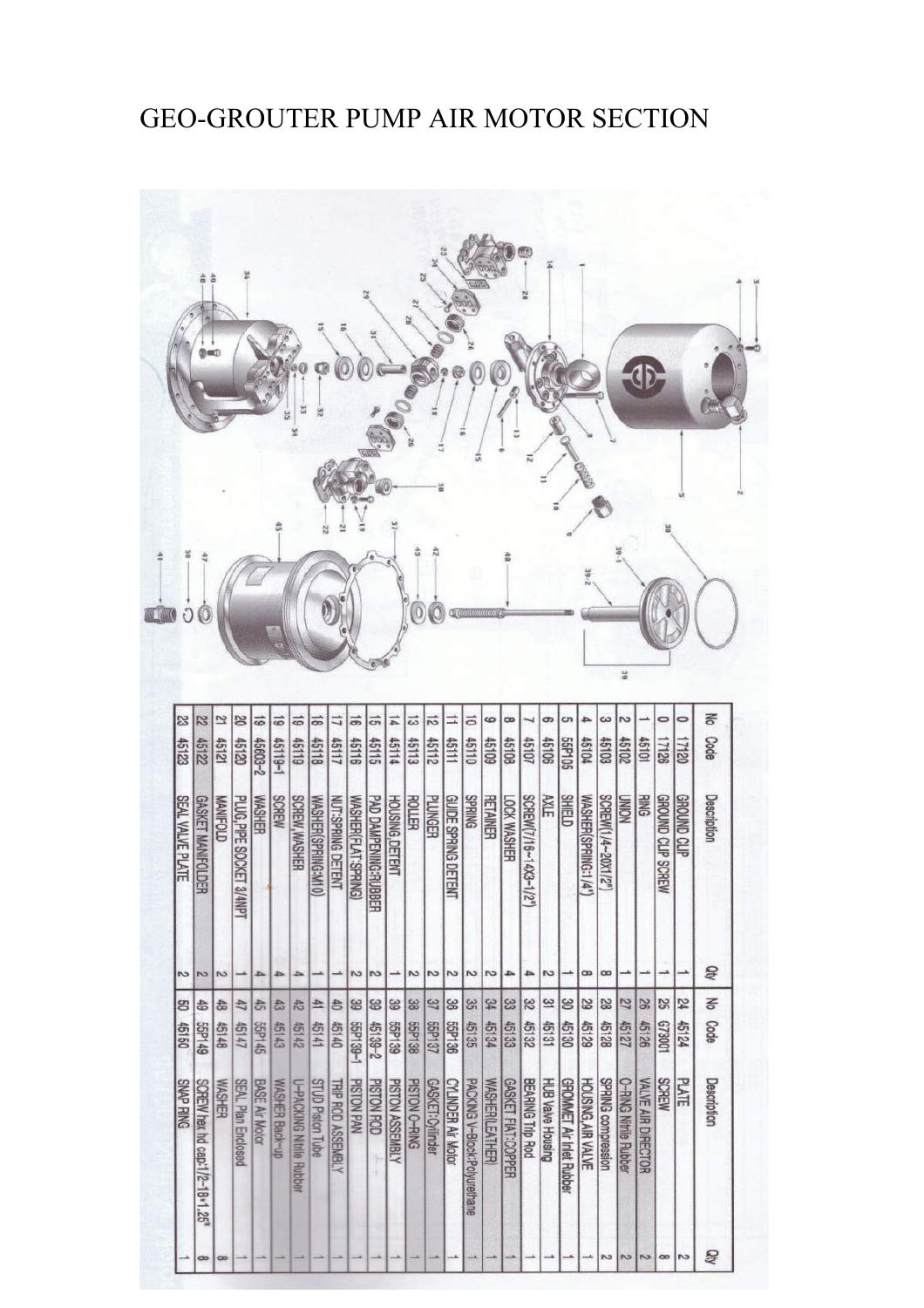# GEO-GROUTER PUMP AIR MOTOR SECTION

| No | Code | Description | Qty | No | Code | Description | Qty |
|---|---|---|---|---|---|---|---|
| 0 | 17120 | GROUND CLIP | 1 | 24 | 45124 | PLATE | 2 |
| 0 | 17126 | GROUND CLIP SCREW | 1 | 25 | G73001 | SCREW | 8 |
| 1 | 45101 | RING | 1 | 26 | 45126 | VALVE AIR DIRECTOR | 2 |
| 2 | 45102 | UNION | 1 | 27 | 45127 | O-RING Nitrile Rubber | 2 |
| 3 | 45103 | SCREW(1/4~20X1/2") | 8 | 28 | 45128 | SPRING compression | 2 |
| 4 | 45104 | WASHER(SPRING:1/4") | 8 | 29 | 45129 | HOUSING,AIR VALVE | 1 |
| 5 | 55P105 | SHIELD | 1 | 30 | 45130 | GROMMET Air Inlet Rubber | 1 |
| 6 | 45106 | AXLE | 2 | 31 | 45131 | HUB Valve Housing | 1 |
| 7 | 45107 | SCREW(7/16~14X3~1/2") | 4 | 32 | 45132 | BEARING Trip Rod | 1 |
| 8 | 45108 | LOCK WASHER | 4 | 33 | 45133 | GASKET FIAT:COPPER | 1 |
| 9 | 45109 | RETAINER | 2 | 34 | 45134 | WASHER(LEATHER) | 1 |
| 10 | 45110 | SPRING | 2 | 35 | 45135 | PACKING V~Block:Polyurethane | 1 |
| 11 | 45111 | GUIDE SPRING DETENT | 2 | 36 | 55P136 | CYLINDER Air Motor | 1 |
| 12 | 45112 | PLUNGER | 2 | 37 | 55P137 | GASKET:Cylinder | 1 |
| 13 | 45113 | ROLLER | 2 | 38 | 55P138 | PISTON O-RING | 1 |
| 14 | 45114 | HOUSING DETENT | 1 | 39 | 55P139 | PISTON ASSEMBLY | 1 |
| 15 | 45115 | PAD DAMPENING:RUBBER | 2 | 39 | 45139-2 | PISTON ROD | 1 |
| 16 | 45116 | WASHER(FLAT:SPRING) | 2 | 39 | 55P139-1 | PISTON PAN | 1 |
| 17 | 45117 | NUT:SPRING DETENT | 1 | 40 | 45140 | TRIP ROD ASSEMBLY | 1 |
| 18 | 45118 | WASHER(SPRING:M10) | 1 | 41 | 45141 | STUD Piston Tube | 1 |
| 19 | 45119 | SCREW,WASHER | 4 | 42 | 45142 | U-PACKING Nitrile Rubber | 1 |
| 19 | 45119-1 | SCREW | 4 | 43 | 45143 | WASHER Back-up | 1 |
| 19 | 45603-2 | WASHER | 4 | 45 | 55P145 | BASE Air Motor | 1 |
| 20 | 45120 | PLUG,PIPE SOCKET 3/4NPT | 1 | 47 | 45147 | SEAL Plan Enclosed | 1 |
| 21 | 45121 | MANIFOLD | 2 | 48 | 45148 | WASHER | 8 |
| 22 | 45122 | GASKET MANIFOLDER | 2 | 49 | 55P149 | SCREW hex hd cap:1/2~18*1.25" | 8 |
| 23 | 45123 | SEAL VALVE PLATE | 2 | 50 | 45150 | SNAP RING | 1 |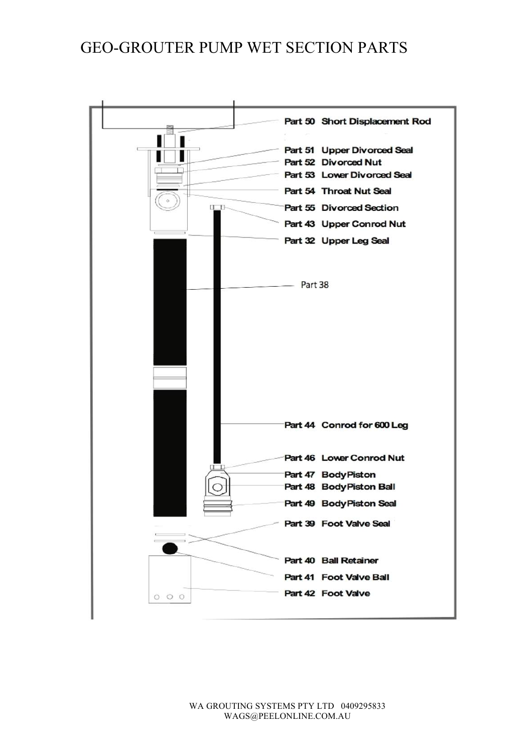# GEO-GROUTER PUMP WET SECTION PARTS

Part 50 Short Displacement Rod

Part 51 Upper Divorced Seal

Part 52 Divorced Nut

Part 53 Lower Divorced Seal

Part 54 Throat Nut Seal

Part 55 Divorced Section

Part 43 Upper Conrod Nut

Part 32 Upper Leg Seal

Part 38

Part 44 Conrod for 600 Leg

Part 46 Lower Conrod Nut

Part 47 Body Piston

Part 48 Body Piston Ball

Part 49 Body Piston Seal

Part 39 Foot Valve Seal

Part 40 Ball Retainer

Part 41 Foot Valve Ball

Part 42 Foot Valve

WA GROUTING SYSTEMS PTY LTD 0409295833
WAGS@PEELONLINE.COM.AU